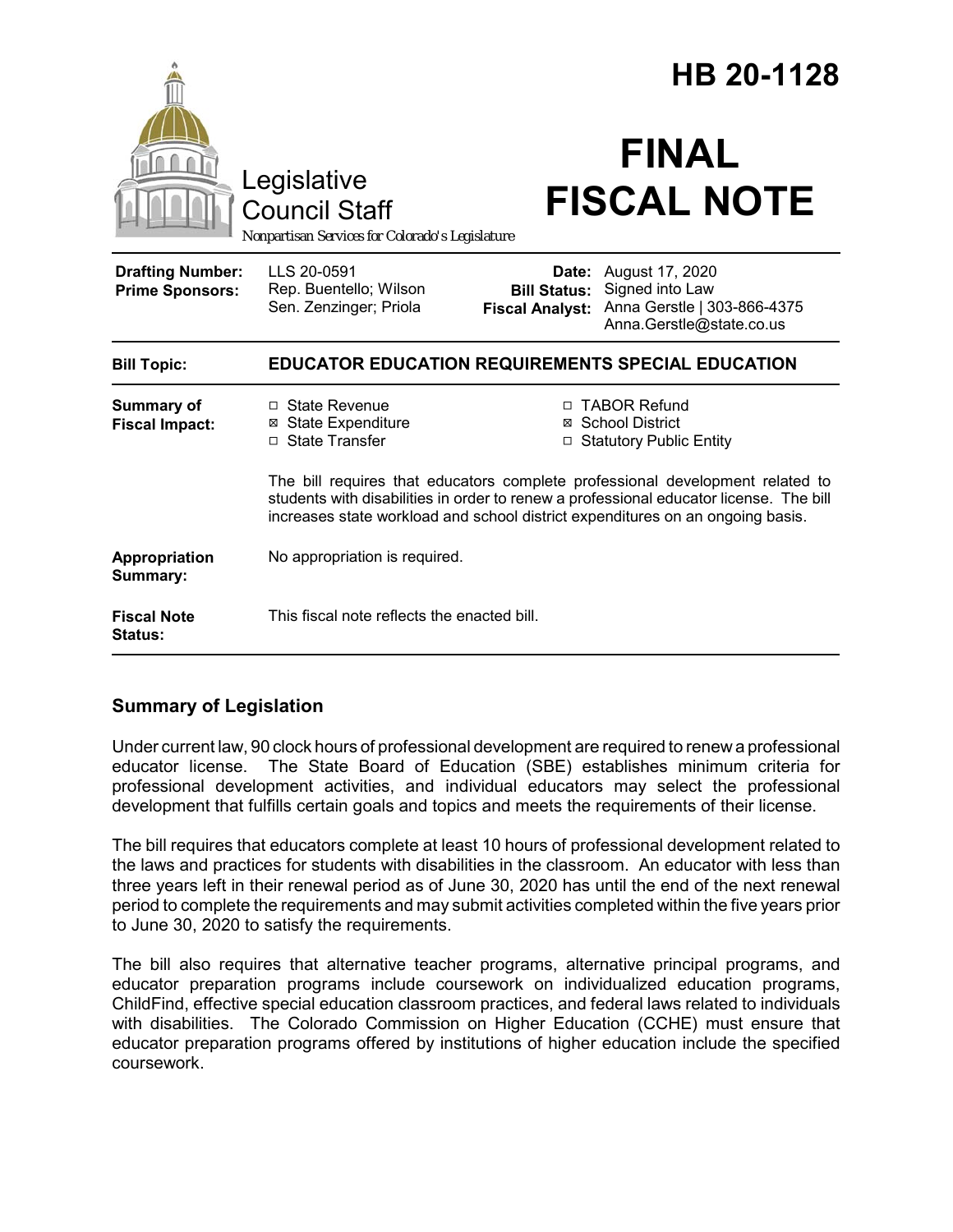# HB 20-1128

Legislative Council Staff

*Nonpartisan Services for Colorado's Legislature*

# FINAL FISCAL NOTE

| | | | |
|---|---|---|---|
| **Drafting Number:** | LLS 20-0591 | **Date:** | August 17, 2020 |
| **Prime Sponsors:** | Rep. Buentello; Wilson<br>Sen. Zenzinger; Priola | **Bill Status:** | Signed into Law |
| | | **Fiscal Analyst:** | Anna Gerstle \| 303-866-4375<br>Anna.Gerstle@state.co.us |

| | |
|---|---|
| **Bill Topic:** | **EDUCATOR EDUCATION REQUIREMENTS SPECIAL EDUCATION** |
| **Summary of Fiscal Impact:** | ☐ State Revenue<br>☒ State Expenditure<br>☐ State Transfer<br>☐ TABOR Refund<br>☒ School District<br>☐ Statutory Public Entity<br><br>The bill requires that educators complete professional development related to students with disabilities in order to renew a professional educator license. The bill increases state workload and school district expenditures on an ongoing basis. |
| **Appropriation Summary:** | No appropriation is required. |
| **Fiscal Note Status:** | This fiscal note reflects the enacted bill. |

## Summary of Legislation

Under current law, 90 clock hours of professional development are required to renew a professional educator license. The State Board of Education (SBE) establishes minimum criteria for professional development activities, and individual educators may select the professional development that fulfills certain goals and topics and meets the requirements of their license.

The bill requires that educators complete at least 10 hours of professional development related to the laws and practices for students with disabilities in the classroom. An educator with less than three years left in their renewal period as of June 30, 2020 has until the end of the next renewal period to complete the requirements and may submit activities completed within the five years prior to June 30, 2020 to satisfy the requirements.

The bill also requires that alternative teacher programs, alternative principal programs, and educator preparation programs include coursework on individualized education programs, ChildFind, effective special education classroom practices, and federal laws related to individuals with disabilities. The Colorado Commission on Higher Education (CCHE) must ensure that educator preparation programs offered by institutions of higher education include the specified coursework.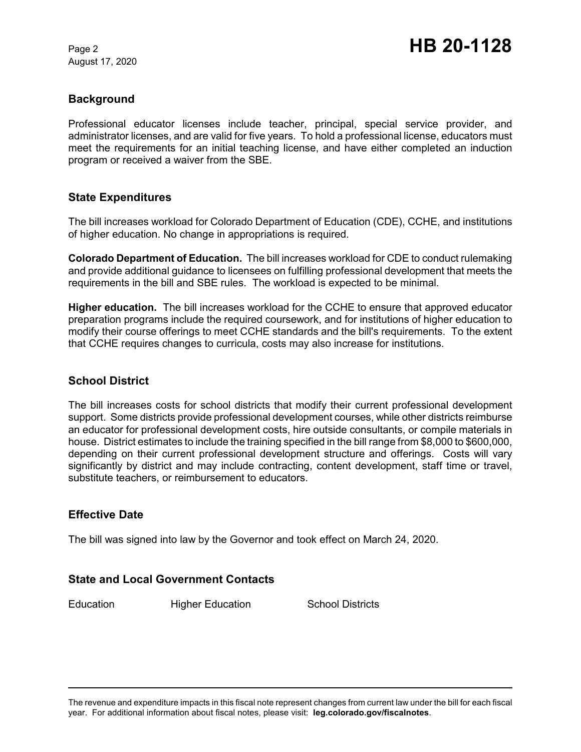## Background

Professional educator licenses include teacher, principal, special service provider, and administrator licenses, and are valid for five years. To hold a professional license, educators must meet the requirements for an initial teaching license, and have either completed an induction program or received a waiver from the SBE.

## State Expenditures

The bill increases workload for Colorado Department of Education (CDE), CCHE, and institutions of higher education. No change in appropriations is required.

**Colorado Department of Education.** The bill increases workload for CDE to conduct rulemaking and provide additional guidance to licensees on fulfilling professional development that meets the requirements in the bill and SBE rules. The workload is expected to be minimal.

**Higher education.** The bill increases workload for the CCHE to ensure that approved educator preparation programs include the required coursework, and for institutions of higher education to modify their course offerings to meet CCHE standards and the bill's requirements. To the extent that CCHE requires changes to curricula, costs may also increase for institutions.

## School District

The bill increases costs for school districts that modify their current professional development support. Some districts provide professional development courses, while other districts reimburse an educator for professional development costs, hire outside consultants, or compile materials in house. District estimates to include the training specified in the bill range from $8,000 to $600,000, depending on their current professional development structure and offerings. Costs will vary significantly by district and may include contracting, content development, staff time or travel, substitute teachers, or reimbursement to educators.

## Effective Date

The bill was signed into law by the Governor and took effect on March 24, 2020.

## State and Local Government Contacts

Education    Higher Education    School Districts

The revenue and expenditure impacts in this fiscal note represent changes from current law under the bill for each fiscal year. For additional information about fiscal notes, please visit: **leg.colorado.gov/fiscalnotes**.